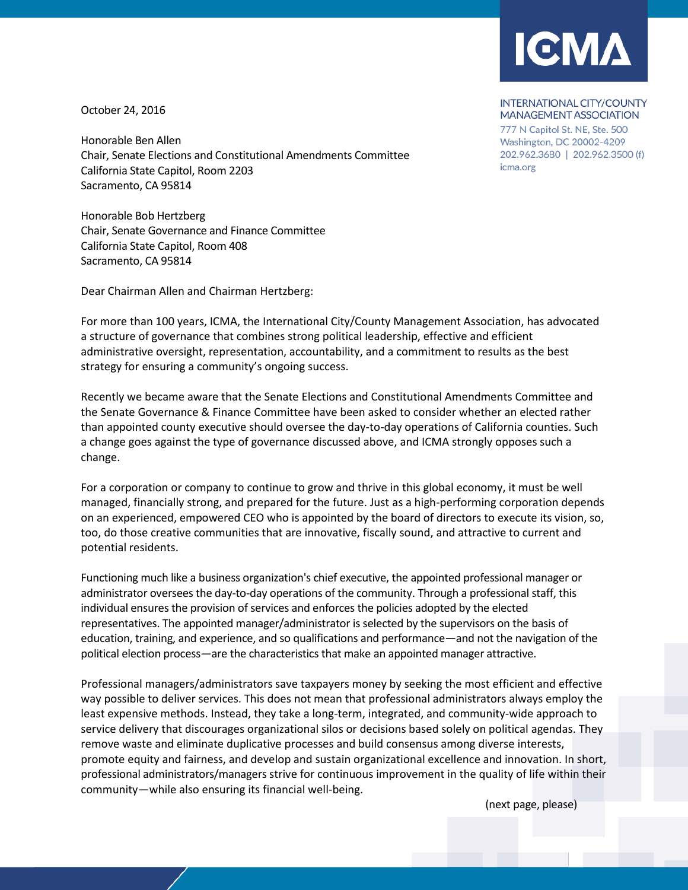ICMA

INTERNATIONAL CITY/COUNTY MANAGEMENT ASSOCIATION
777 N Capitol St. NE, Ste. 500
Washington, DC 20002-4209
202.962.3680 | 202.962.3500 (f)
icma.org

October 24, 2016

Honorable Ben Allen
Chair, Senate Elections and Constitutional Amendments Committee
California State Capitol, Room 2203
Sacramento, CA 95814

Honorable Bob Hertzberg
Chair, Senate Governance and Finance Committee
California State Capitol, Room 408
Sacramento, CA 95814

Dear Chairman Allen and Chairman Hertzberg:

For more than 100 years, ICMA, the International City/County Management Association, has advocated a structure of governance that combines strong political leadership, effective and efficient administrative oversight, representation, accountability, and a commitment to results as the best strategy for ensuring a community's ongoing success.

Recently we became aware that the Senate Elections and Constitutional Amendments Committee and the Senate Governance & Finance Committee have been asked to consider whether an elected rather than appointed county executive should oversee the day-to-day operations of California counties. Such a change goes against the type of governance discussed above, and ICMA strongly opposes such a change.

For a corporation or company to continue to grow and thrive in this global economy, it must be well managed, financially strong, and prepared for the future. Just as a high-performing corporation depends on an experienced, empowered CEO who is appointed by the board of directors to execute its vision, so, too, do those creative communities that are innovative, fiscally sound, and attractive to current and potential residents.

Functioning much like a business organization's chief executive, the appointed professional manager or administrator oversees the day-to-day operations of the community. Through a professional staff, this individual ensures the provision of services and enforces the policies adopted by the elected representatives. The appointed manager/administrator is selected by the supervisors on the basis of education, training, and experience, and so qualifications and performance—and not the navigation of the political election process—are the characteristics that make an appointed manager attractive.

Professional managers/administrators save taxpayers money by seeking the most efficient and effective way possible to deliver services. This does not mean that professional administrators always employ the least expensive methods. Instead, they take a long-term, integrated, and community-wide approach to service delivery that discourages organizational silos or decisions based solely on political agendas. They remove waste and eliminate duplicative processes and build consensus among diverse interests, promote equity and fairness, and develop and sustain organizational excellence and innovation. In short, professional administrators/managers strive for continuous improvement in the quality of life within their community—while also ensuring its financial well-being.

(next page, please)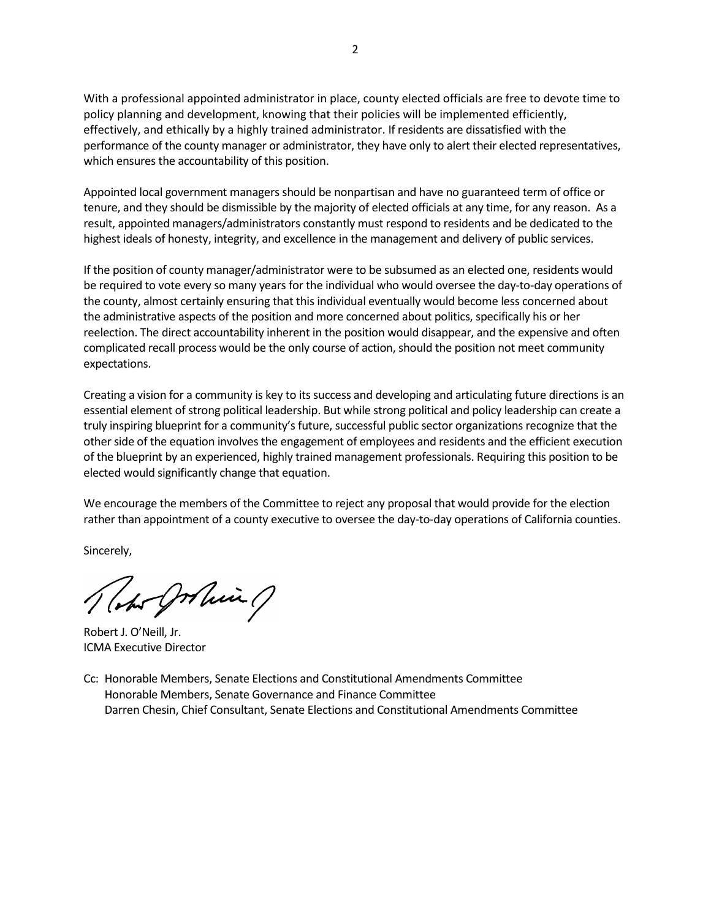With a professional appointed administrator in place, county elected officials are free to devote time to policy planning and development, knowing that their policies will be implemented efficiently, effectively, and ethically by a highly trained administrator. If residents are dissatisfied with the performance of the county manager or administrator, they have only to alert their elected representatives, which ensures the accountability of this position.

Appointed local government managers should be nonpartisan and have no guaranteed term of office or tenure, and they should be dismissible by the majority of elected officials at any time, for any reason. As a result, appointed managers/administrators constantly must respond to residents and be dedicated to the highest ideals of honesty, integrity, and excellence in the management and delivery of public services.

If the position of county manager/administrator were to be subsumed as an elected one, residents would be required to vote every so many years for the individual who would oversee the day-to-day operations of the county, almost certainly ensuring that this individual eventually would become less concerned about the administrative aspects of the position and more concerned about politics, specifically his or her reelection. The direct accountability inherent in the position would disappear, and the expensive and often complicated recall process would be the only course of action, should the position not meet community expectations.

Creating a vision for a community is key to its success and developing and articulating future directions is an essential element of strong political leadership. But while strong political and policy leadership can create a truly inspiring blueprint for a community's future, successful public sector organizations recognize that the other side of the equation involves the engagement of employees and residents and the efficient execution of the blueprint by an experienced, highly trained management professionals. Requiring this position to be elected would significantly change that equation.

We encourage the members of the Committee to reject any proposal that would provide for the election rather than appointment of a county executive to oversee the day-to-day operations of California counties.

Sincerely,

Robert J. O'Neill, Jr.
ICMA Executive Director

Cc: Honorable Members, Senate Elections and Constitutional Amendments Committee
Honorable Members, Senate Governance and Finance Committee
Darren Chesin, Chief Consultant, Senate Elections and Constitutional Amendments Committee